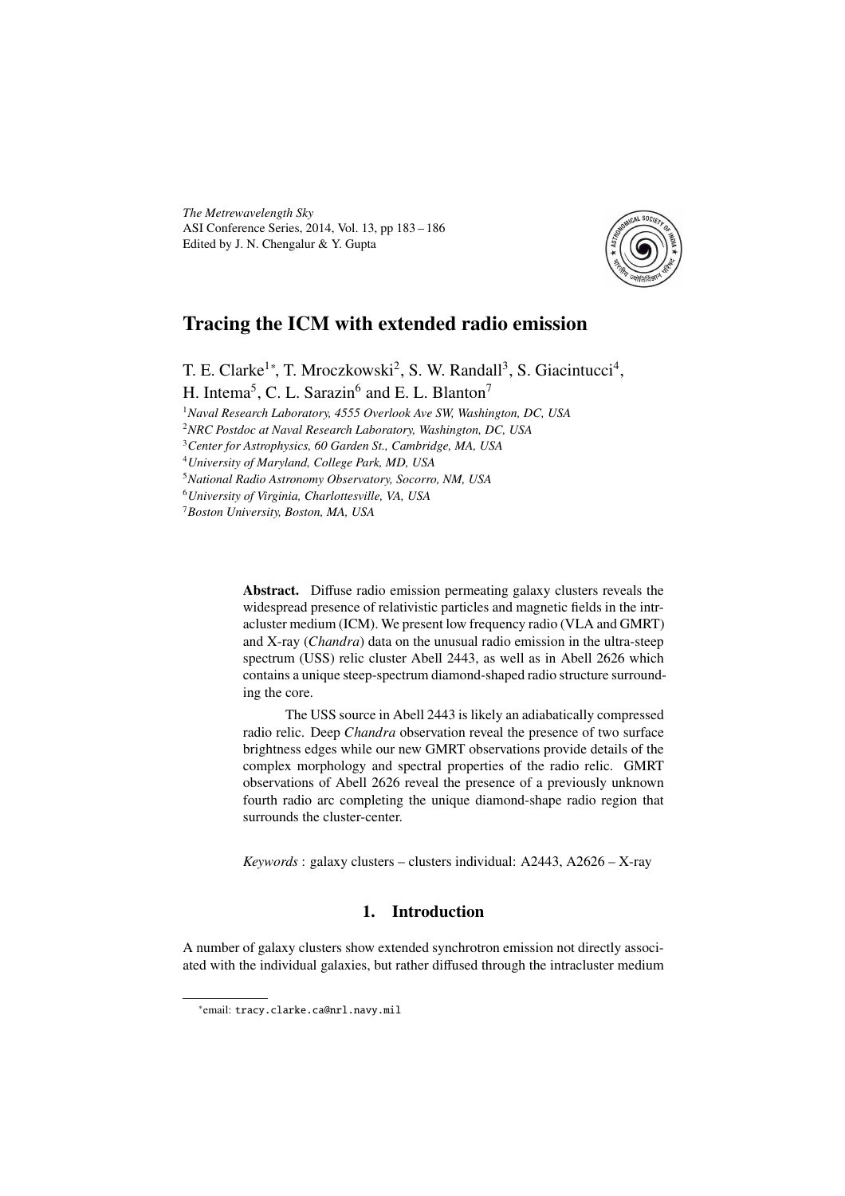# Tracing the ICM with extended radio emission

T. E. Clarke[1*], T. Mroczkowski[2], S. W. Randall[3], S. Giacintucci[4], H. Intema[5], C. L. Sarazin[6] and E. L. Blanton[7]

[1]*Naval Research Laboratory, 4555 Overlook Ave SW, Washington, DC, USA*
[2]*NRC Postdoc at Naval Research Laboratory, Washington, DC, USA*
[3]*Center for Astrophysics, 60 Garden St., Cambridge, MA, USA*
[4]*University of Maryland, College Park, MD, USA*
[5]*National Radio Astronomy Observatory, Socorro, NM, USA*
[6]*University of Virginia, Charlottesville, VA, USA*
[7]*Boston University, Boston, MA, USA*

**Abstract.** Diffuse radio emission permeating galaxy clusters reveals the widespread presence of relativistic particles and magnetic fields in the intracluster medium (ICM). We present low frequency radio (VLA and GMRT) and X-ray (*Chandra*) data on the unusual radio emission in the ultra-steep spectrum (USS) relic cluster Abell 2443, as well as in Abell 2626 which contains a unique steep-spectrum diamond-shaped radio structure surrounding the core.

The USS source in Abell 2443 is likely an adiabatically compressed radio relic. Deep *Chandra* observation reveal the presence of two surface brightness edges while our new GMRT observations provide details of the complex morphology and spectral properties of the radio relic. GMRT observations of Abell 2626 reveal the presence of a previously unknown fourth radio arc completing the unique diamond-shape radio region that surrounds the cluster-center.

*Keywords* : galaxy clusters – clusters individual: A2443, A2626 – X-ray

## 1. Introduction

A number of galaxy clusters show extended synchrotron emission not directly associated with the individual galaxies, but rather diffused through the intracluster medium

*email: tracy.clarke.ca@nrl.navy.mil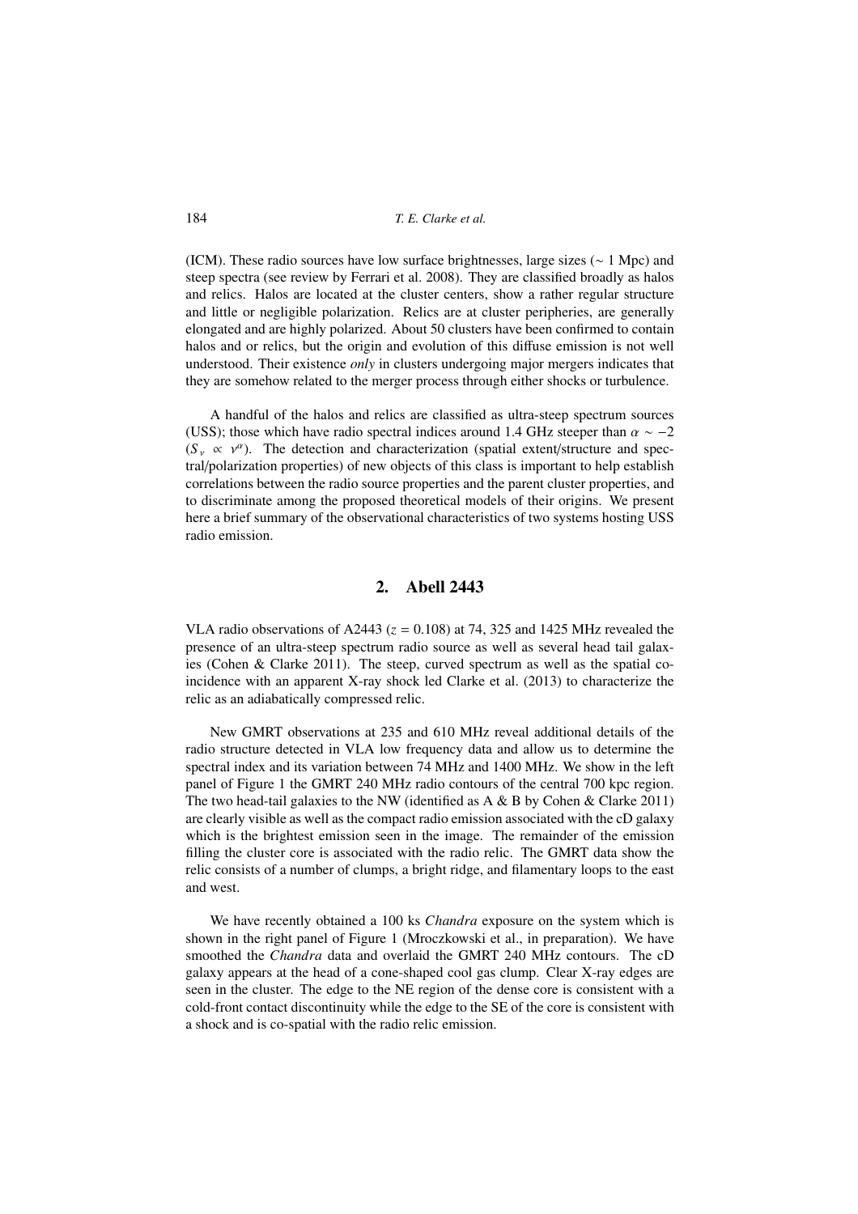(ICM). These radio sources have low surface brightnesses, large sizes ($\sim$ 1 Mpc) and steep spectra (see review by Ferrari et al. 2008). They are classified broadly as halos and relics. Halos are located at the cluster centers, show a rather regular structure and little or negligible polarization. Relics are at cluster peripheries, are generally elongated and are highly polarized. About 50 clusters have been confirmed to contain halos and or relics, but the origin and evolution of this diffuse emission is not well understood. Their existence *only* in clusters undergoing major mergers indicates that they are somehow related to the merger process through either shocks or turbulence.

A handful of the halos and relics are classified as ultra-steep spectrum sources (USS); those which have radio spectral indices around 1.4 GHz steeper than $\alpha \sim -2$ ($S_\nu \propto \nu^\alpha$). The detection and characterization (spatial extent/structure and spectral/polarization properties) of new objects of this class is important to help establish correlations between the radio source properties and the parent cluster properties, and to discriminate among the proposed theoretical models of their origins. We present here a brief summary of the observational characteristics of two systems hosting USS radio emission.

## 2. Abell 2443

VLA radio observations of A2443 ($z = 0.108$) at 74, 325 and 1425 MHz revealed the presence of an ultra-steep spectrum radio source as well as several head tail galaxies (Cohen & Clarke 2011). The steep, curved spectrum as well as the spatial coincidence with an apparent X-ray shock led Clarke et al. (2013) to characterize the relic as an adiabatically compressed relic.

New GMRT observations at 235 and 610 MHz reveal additional details of the radio structure detected in VLA low frequency data and allow us to determine the spectral index and its variation between 74 MHz and 1400 MHz. We show in the left panel of Figure 1 the GMRT 240 MHz radio contours of the central 700 kpc region. The two head-tail galaxies to the NW (identified as A & B by Cohen & Clarke 2011) are clearly visible as well as the compact radio emission associated with the cD galaxy which is the brightest emission seen in the image. The remainder of the emission filling the cluster core is associated with the radio relic. The GMRT data show the relic consists of a number of clumps, a bright ridge, and filamentary loops to the east and west.

We have recently obtained a 100 ks *Chandra* exposure on the system which is shown in the right panel of Figure 1 (Mroczkowski et al., in preparation). We have smoothed the *Chandra* data and overlaid the GMRT 240 MHz contours. The cD galaxy appears at the head of a cone-shaped cool gas clump. Clear X-ray edges are seen in the cluster. The edge to the NE region of the dense core is consistent with a cold-front contact discontinuity while the edge to the SE of the core is consistent with a shock and is co-spatial with the radio relic emission.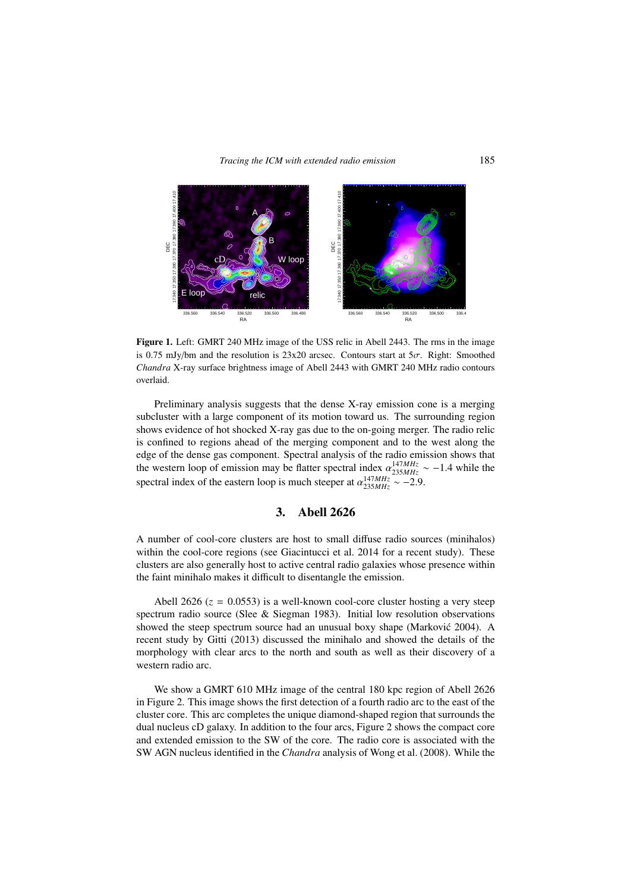**Figure 1.** Left: GMRT 240 MHz image of the USS relic in Abell 2443. The rms in the image is 0.75 mJy/bm and the resolution is 23x20 arcsec. Contours start at 5$\sigma$. Right: Smoothed *Chandra* X-ray surface brightness image of Abell 2443 with GMRT 240 MHz radio contours overlaid.

Preliminary analysis suggests that the dense X-ray emission cone is a merging subcluster with a large component of its motion toward us. The surrounding region shows evidence of hot shocked X-ray gas due to the on-going merger. The radio relic is confined to regions ahead of the merging component and to the west along the edge of the dense gas component. Spectral analysis of the radio emission shows that the western loop of emission may be flatter spectral index $\alpha_{235MHz}^{147MHz} \sim -1.4$ while the spectral index of the eastern loop is much steeper at $\alpha_{235MHz}^{147MHz} \sim -2.9$.

## 3. Abell 2626

A number of cool-core clusters are host to small diffuse radio sources (minihalos) within the cool-core regions (see Giacintucci et al. 2014 for a recent study). These clusters are also generally host to active central radio galaxies whose presence within the faint minihalo makes it difficult to disentangle the emission.

Abell 2626 ($z$ = 0.0553) is a well-known cool-core cluster hosting a very steep spectrum radio source (Slee & Siegman 1983). Initial low resolution observations showed the steep spectrum source had an unusual boxy shape (Marković 2004). A recent study by Gitti (2013) discussed the minihalo and showed the details of the morphology with clear arcs to the north and south as well as their discovery of a western radio arc.

We show a GMRT 610 MHz image of the central 180 kpc region of Abell 2626 in Figure 2. This image shows the first detection of a fourth radio arc to the east of the cluster core. This arc completes the unique diamond-shaped region that surrounds the dual nucleus cD galaxy. In addition to the four arcs, Figure 2 shows the compact core and extended emission to the SW of the core. The radio core is associated with the SW AGN nucleus identified in the *Chandra* analysis of Wong et al. (2008). While the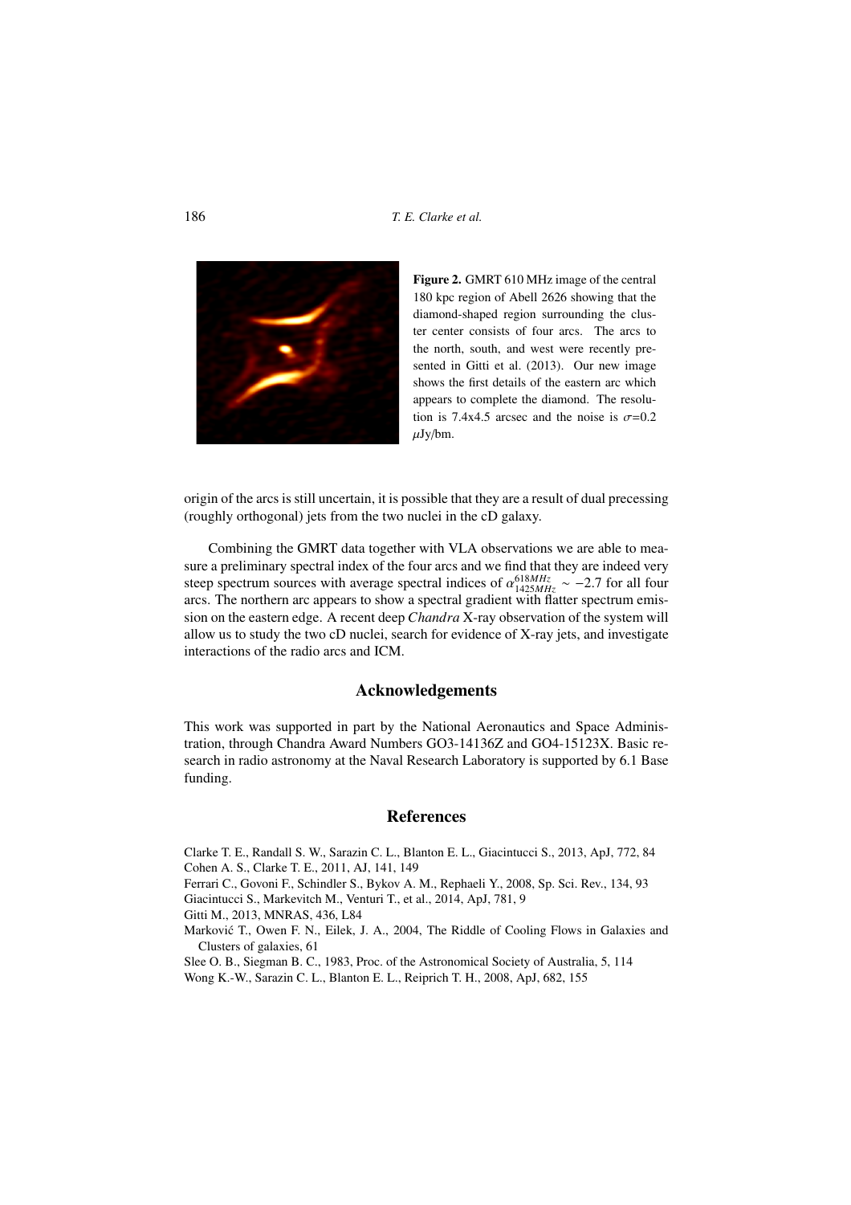**Figure 2.** GMRT 610 MHz image of the central 180 kpc region of Abell 2626 showing that the diamond-shaped region surrounding the cluster center consists of four arcs. The arcs to the north, south, and west were recently presented in Gitti et al. (2013). Our new image shows the first details of the eastern arc which appears to complete the diamond. The resolution is 7.4x4.5 arcsec and the noise is $\sigma$=0.2 $\mu$Jy/bm.

origin of the arcs is still uncertain, it is possible that they are a result of dual precessing (roughly orthogonal) jets from the two nuclei in the cD galaxy.

Combining the GMRT data together with VLA observations we are able to measure a preliminary spectral index of the four arcs and we find that they are indeed very steep spectrum sources with average spectral indices of $\alpha^{618MHz}_{1425MHz} \sim -2.7$ for all four arcs. The northern arc appears to show a spectral gradient with flatter spectrum emission on the eastern edge. A recent deep *Chandra* X-ray observation of the system will allow us to study the two cD nuclei, search for evidence of X-ray jets, and investigate interactions of the radio arcs and ICM.

## Acknowledgements

This work was supported in part by the National Aeronautics and Space Administration, through Chandra Award Numbers GO3-14136Z and GO4-15123X. Basic research in radio astronomy at the Naval Research Laboratory is supported by 6.1 Base funding.

## References

Clarke T. E., Randall S. W., Sarazin C. L., Blanton E. L., Giacintucci S., 2013, ApJ, 772, 84

Cohen A. S., Clarke T. E., 2011, AJ, 141, 149

Ferrari C., Govoni F., Schindler S., Bykov A. M., Rephaeli Y., 2008, Sp. Sci. Rev., 134, 93

Giacintucci S., Markevitch M., Venturi T., et al., 2014, ApJ, 781, 9

Gitti M., 2013, MNRAS, 436, L84

Marković T., Owen F. N., Eilek, J. A., 2004, The Riddle of Cooling Flows in Galaxies and Clusters of galaxies, 61

Slee O. B., Siegman B. C., 1983, Proc. of the Astronomical Society of Australia, 5, 114

Wong K.-W., Sarazin C. L., Blanton E. L., Reiprich T. H., 2008, ApJ, 682, 155